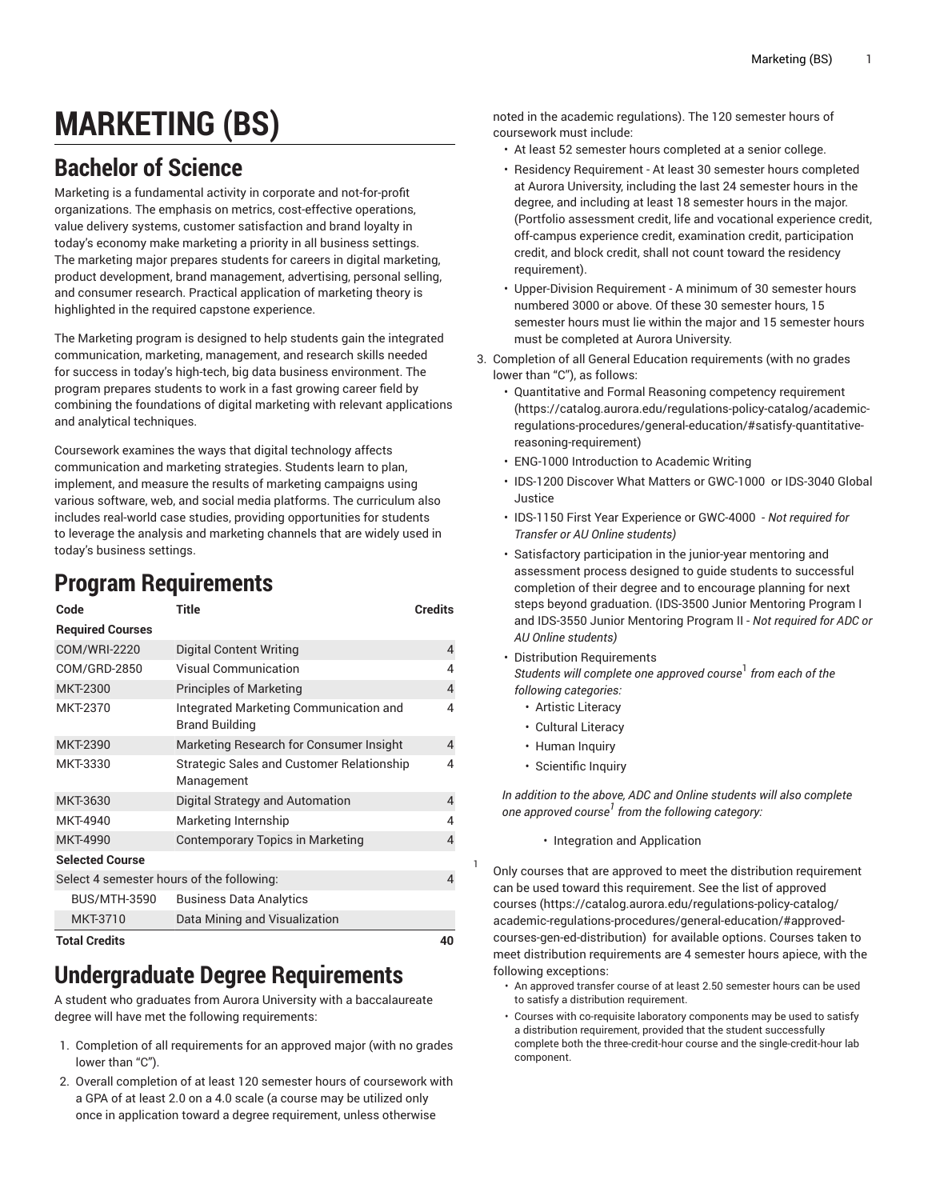# MARKETING (BS)

## Bachelor of Science

Marketing is a fundamental activity in corporate and not-for-profit organizations. The emphasis on metrics, cost-effective operations, value delivery systems, customer satisfaction and brand loyalty in today's economy make marketing a priority in all business settings. The marketing major prepares students for careers in digital marketing, product development, brand management, advertising, personal selling, and consumer research. Practical application of marketing theory is highlighted in the required capstone experience.

The Marketing program is designed to help students gain the integrated communication, marketing, management, and research skills needed for success in today's high-tech, big data business environment. The program prepares students to work in a fast growing career field by combining the foundations of digital marketing with relevant applications and analytical techniques.

Coursework examines the ways that digital technology affects communication and marketing strategies. Students learn to plan, implement, and measure the results of marketing campaigns using various software, web, and social media platforms. The curriculum also includes real-world case studies, providing opportunities for students to leverage the analysis and marketing channels that are widely used in today's business settings.

## Program Requirements

| Code | Title | Credits |
| --- | --- | --- |
| **Required Courses** | | |
| COM/WRI-2220 | Digital Content Writing | 4 |
| COM/GRD-2850 | Visual Communication | 4 |
| MKT-2300 | Principles of Marketing | 4 |
| MKT-2370 | Integrated Marketing Communication and Brand Building | 4 |
| MKT-2390 | Marketing Research for Consumer Insight | 4 |
| MKT-3330 | Strategic Sales and Customer Relationship Management | 4 |
| MKT-3630 | Digital Strategy and Automation | 4 |
| MKT-4940 | Marketing Internship | 4 |
| MKT-4990 | Contemporary Topics in Marketing | 4 |
| **Selected Course** | | |
| Select 4 semester hours of the following: | | 4 |
| BUS/MTH-3590 | Business Data Analytics | |
| MKT-3710 | Data Mining and Visualization | |
| **Total Credits** | | **40** |

## Undergraduate Degree Requirements

A student who graduates from Aurora University with a baccalaureate degree will have met the following requirements:

1. Completion of all requirements for an approved major (with no grades lower than "C").
2. Overall completion of at least 120 semester hours of coursework with a GPA of at least 2.0 on a 4.0 scale (a course may be utilized only once in application toward a degree requirement, unless otherwise noted in the academic regulations). The 120 semester hours of coursework must include:
   - At least 52 semester hours completed at a senior college.
   - Residency Requirement - At least 30 semester hours completed at Aurora University, including the last 24 semester hours in the degree, and including at least 18 semester hours in the major. (Portfolio assessment credit, life and vocational experience credit, off-campus experience credit, examination credit, participation credit, and block credit, shall not count toward the residency requirement).
   - Upper-Division Requirement - A minimum of 30 semester hours numbered 3000 or above. Of these 30 semester hours, 15 semester hours must lie within the major and 15 semester hours must be completed at Aurora University.
3. Completion of all General Education requirements (with no grades lower than "C"), as follows:
   - Quantitative and Formal Reasoning competency requirement (https://catalog.aurora.edu/regulations-policy-catalog/academic-regulations-procedures/general-education/#satisfy-quantitative-reasoning-requirement)
   - ENG-1000 Introduction to Academic Writing
   - IDS-1200 Discover What Matters or GWC-1000 or IDS-3040 Global Justice
   - IDS-1150 First Year Experience or GWC-4000 - *Not required for Transfer or AU Online students)*
   - Satisfactory participation in the junior-year mentoring and assessment process designed to guide students to successful completion of their degree and to encourage planning for next steps beyond graduation. (IDS-3500 Junior Mentoring Program I and IDS-3550 Junior Mentoring Program II - *Not required for ADC or AU Online students)*
   - Distribution Requirements
     *Students will complete one approved course[1] from each of the following categories:*
     - Artistic Literacy
     - Cultural Literacy
     - Human Inquiry
     - Scientific Inquiry

   *In addition to the above, ADC and Online students will also complete one approved course[1] from the following category:*

   - Integration and Application

[1] Only courses that are approved to meet the distribution requirement can be used toward this requirement. See the list of approved courses (https://catalog.aurora.edu/regulations-policy-catalog/academic-regulations-procedures/general-education/#approved-courses-gen-ed-distribution) for available options. Courses taken to meet distribution requirements are 4 semester hours apiece, with the following exceptions:

- An approved transfer course of at least 2.50 semester hours can be used to satisfy a distribution requirement.
- Courses with co-requisite laboratory components may be used to satisfy a distribution requirement, provided that the student successfully complete both the three-credit-hour course and the single-credit-hour lab component.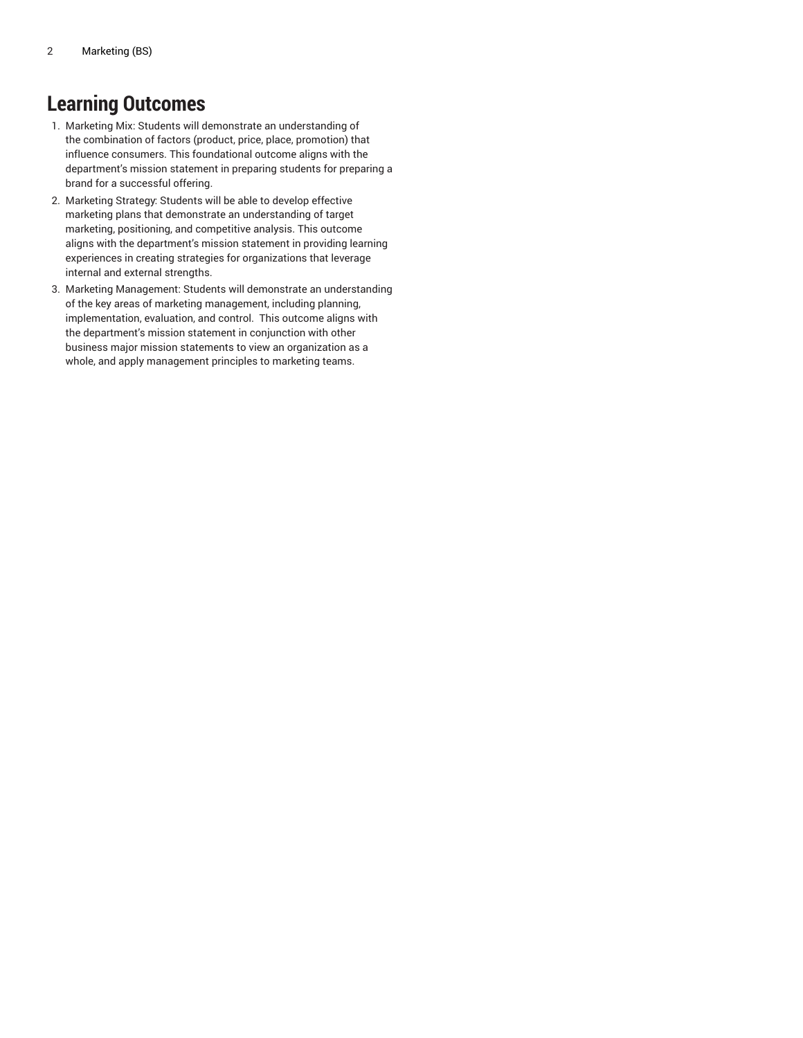## Learning Outcomes

1. Marketing Mix: Students will demonstrate an understanding of the combination of factors (product, price, place, promotion) that influence consumers. This foundational outcome aligns with the department's mission statement in preparing students for preparing a brand for a successful offering.
2. Marketing Strategy: Students will be able to develop effective marketing plans that demonstrate an understanding of target marketing, positioning, and competitive analysis. This outcome aligns with the department's mission statement in providing learning experiences in creating strategies for organizations that leverage internal and external strengths.
3. Marketing Management: Students will demonstrate an understanding of the key areas of marketing management, including planning, implementation, evaluation, and control. This outcome aligns with the department's mission statement in conjunction with other business major mission statements to view an organization as a whole, and apply management principles to marketing teams.